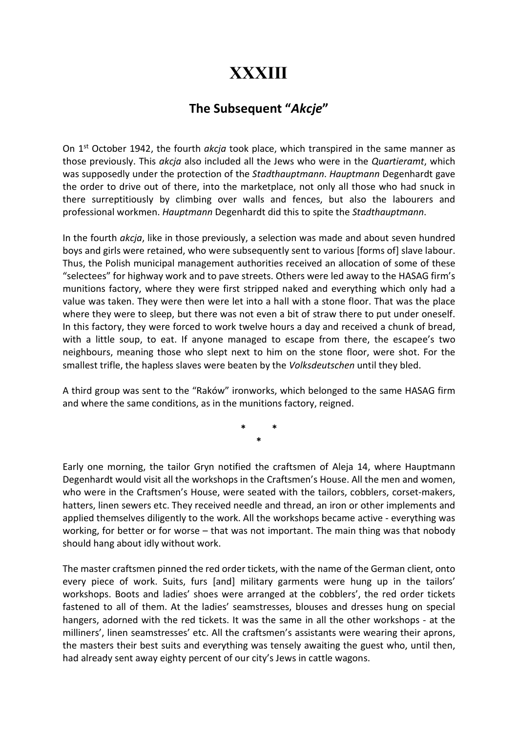# XXXIII

## The Subsequent "*Akcje*"

On 1st October 1942, the fourth *akcja* took place, which transpired in the same manner as those previously. This *akcja* also included all the Jews who were in the *Quartieramt*, which was supposedly under the protection of the *Stadthauptmann*. *Hauptmann* Degenhardt gave the order to drive out of there, into the marketplace, not only all those who had snuck in there surreptitiously by climbing over walls and fences, but also the labourers and professional workmen. *Hauptmann* Degenhardt did this to spite the *Stadthauptmann*.

In the fourth *akcja*, like in those previously, a selection was made and about seven hundred boys and girls were retained, who were subsequently sent to various [forms of] slave labour. Thus, the Polish municipal management authorities received an allocation of some of these "selectees" for highway work and to pave streets. Others were led away to the HASAG firm's munitions factory, where they were first stripped naked and everything which only had a value was taken. They were then were let into a hall with a stone floor. That was the place where they were to sleep, but there was not even a bit of straw there to put under oneself. In this factory, they were forced to work twelve hours a day and received a chunk of bread, with a little soup, to eat. If anyone managed to escape from there, the escapee's two neighbours, meaning those who slept next to him on the stone floor, were shot. For the smallest trifle, the hapless slaves were beaten by the *Volksdeutschen* until they bled.

A third group was sent to the "Raków" ironworks, which belonged to the same HASAG firm and where the same conditions, as in the munitions factory, reigned.

\* \* \*

Early one morning, the tailor Gryn notified the craftsmen of Aleja 14, where Hauptmann Degenhardt would visit all the workshops in the Craftsmen's House. All the men and women, who were in the Craftsmen's House, were seated with the tailors, cobblers, corset-makers, hatters, linen sewers etc. They received needle and thread, an iron or other implements and applied themselves diligently to the work. All the workshops became active - everything was working, for better or for worse – that was not important. The main thing was that nobody should hang about idly without work.

The master craftsmen pinned the red order tickets, with the name of the German client, onto every piece of work. Suits, furs [and] military garments were hung up in the tailors' workshops. Boots and ladies' shoes were arranged at the cobblers', the red order tickets fastened to all of them. At the ladies' seamstresses, blouses and dresses hung on special hangers, adorned with the red tickets. It was the same in all the other workshops - at the milliners', linen seamstresses' etc. All the craftsmen's assistants were wearing their aprons, the masters their best suits and everything was tensely awaiting the guest who, until then, had already sent away eighty percent of our city's Jews in cattle wagons.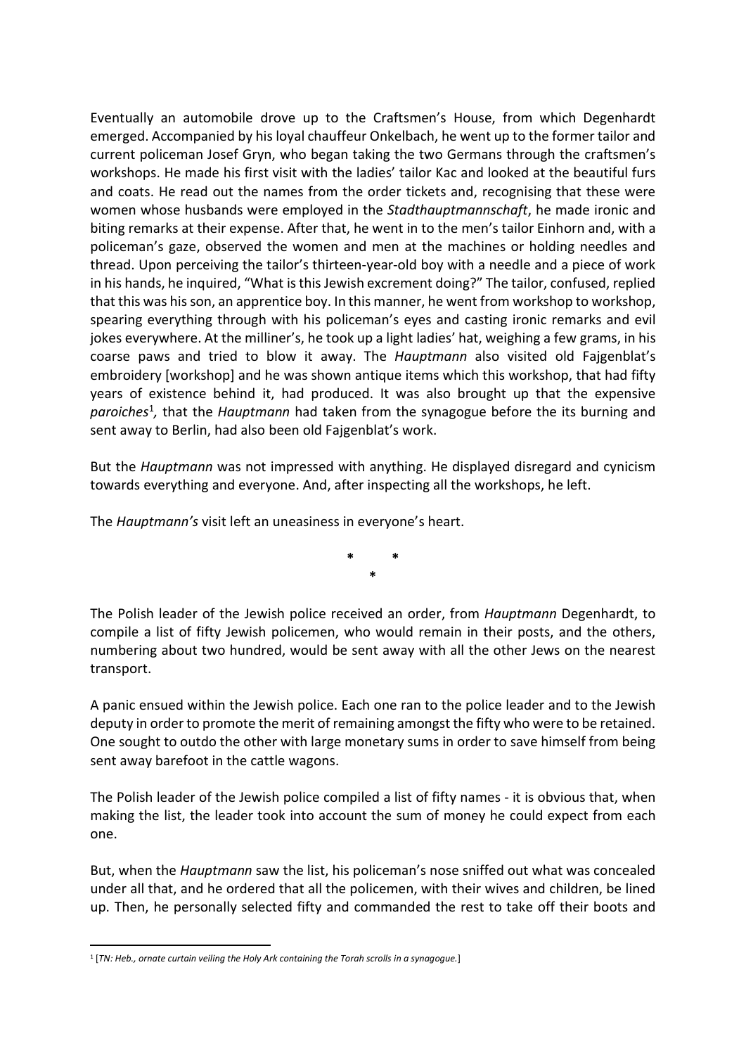Eventually an automobile drove up to the Craftsmen's House, from which Degenhardt emerged. Accompanied by his loyal chauffeur Onkelbach, he went up to the former tailor and current policeman Josef Gryn, who began taking the two Germans through the craftsmen's workshops. He made his first visit with the ladies' tailor Kac and looked at the beautiful furs and coats. He read out the names from the order tickets and, recognising that these were women whose husbands were employed in the *Stadthauptmannschaft*, he made ironic and biting remarks at their expense. After that, he went in to the men's tailor Einhorn and, with a policeman's gaze, observed the women and men at the machines or holding needles and thread. Upon perceiving the tailor's thirteen-year-old boy with a needle and a piece of work in his hands, he inquired, "What is this Jewish excrement doing?" The tailor, confused, replied that this was his son, an apprentice boy. In this manner, he went from workshop to workshop, spearing everything through with his policeman's eyes and casting ironic remarks and evil jokes everywhere. At the milliner's, he took up a light ladies' hat, weighing a few grams, in his coarse paws and tried to blow it away. The *Hauptmann* also visited old Fajgenblat's embroidery [workshop] and he was shown antique items which this workshop, that had fifty years of existence behind it, had produced. It was also brought up that the expensive *paroiches*[1], that the *Hauptmann* had taken from the synagogue before the its burning and sent away to Berlin, had also been old Fajgenblat's work.

But the *Hauptmann* was not impressed with anything. He displayed disregard and cynicism towards everything and everyone. And, after inspecting all the workshops, he left.

The *Hauptmann's* visit left an uneasiness in everyone's heart.

\* \*
\*

The Polish leader of the Jewish police received an order, from *Hauptmann* Degenhardt, to compile a list of fifty Jewish policemen, who would remain in their posts, and the others, numbering about two hundred, would be sent away with all the other Jews on the nearest transport.

A panic ensued within the Jewish police. Each one ran to the police leader and to the Jewish deputy in order to promote the merit of remaining amongst the fifty who were to be retained. One sought to outdo the other with large monetary sums in order to save himself from being sent away barefoot in the cattle wagons.

The Polish leader of the Jewish police compiled a list of fifty names - it is obvious that, when making the list, the leader took into account the sum of money he could expect from each one.

But, when the *Hauptmann* saw the list, his policeman's nose sniffed out what was concealed under all that, and he ordered that all the policemen, with their wives and children, be lined up. Then, he personally selected fifty and commanded the rest to take off their boots and

[1] [*TN: Heb., ornate curtain veiling the Holy Ark containing the Torah scrolls in a synagogue.*]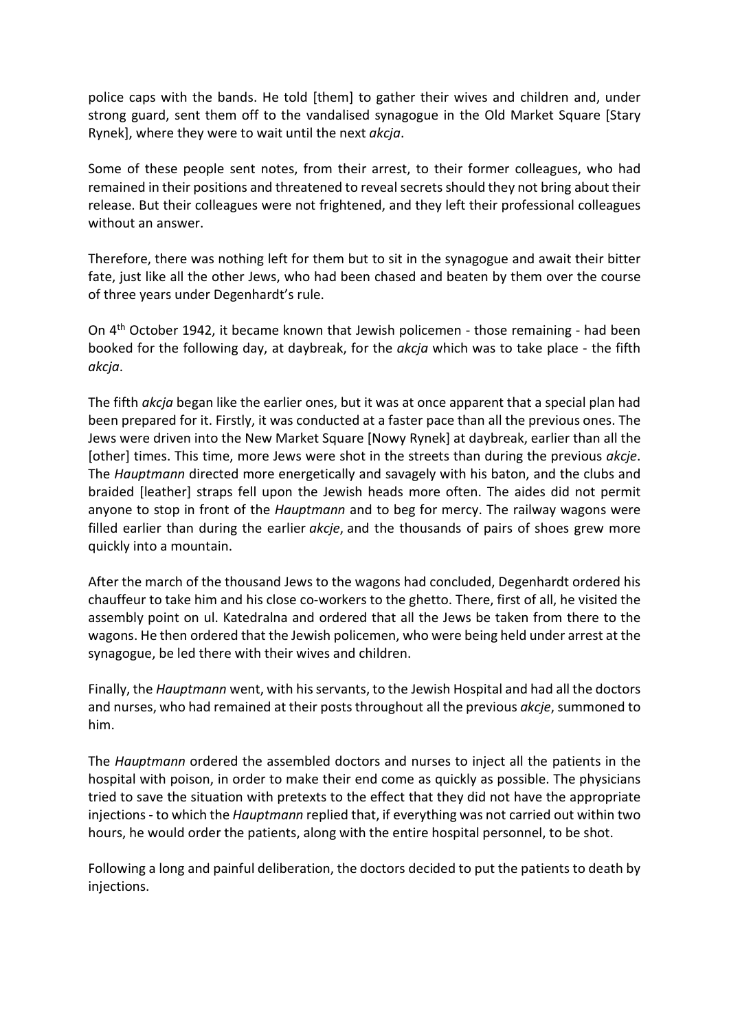police caps with the bands. He told [them] to gather their wives and children and, under strong guard, sent them off to the vandalised synagogue in the Old Market Square [Stary Rynek], where they were to wait until the next *akcja*.

Some of these people sent notes, from their arrest, to their former colleagues, who had remained in their positions and threatened to reveal secrets should they not bring about their release. But their colleagues were not frightened, and they left their professional colleagues without an answer.

Therefore, there was nothing left for them but to sit in the synagogue and await their bitter fate, just like all the other Jews, who had been chased and beaten by them over the course of three years under Degenhardt's rule.

On 4th October 1942, it became known that Jewish policemen - those remaining - had been booked for the following day, at daybreak, for the *akcja* which was to take place - the fifth *akcja*.

The fifth *akcja* began like the earlier ones, but it was at once apparent that a special plan had been prepared for it. Firstly, it was conducted at a faster pace than all the previous ones. The Jews were driven into the New Market Square [Nowy Rynek] at daybreak, earlier than all the [other] times. This time, more Jews were shot in the streets than during the previous *akcje*. The *Hauptmann* directed more energetically and savagely with his baton, and the clubs and braided [leather] straps fell upon the Jewish heads more often. The aides did not permit anyone to stop in front of the *Hauptmann* and to beg for mercy. The railway wagons were filled earlier than during the earlier *akcje*, and the thousands of pairs of shoes grew more quickly into a mountain.

After the march of the thousand Jews to the wagons had concluded, Degenhardt ordered his chauffeur to take him and his close co-workers to the ghetto. There, first of all, he visited the assembly point on ul. Katedralna and ordered that all the Jews be taken from there to the wagons. He then ordered that the Jewish policemen, who were being held under arrest at the synagogue, be led there with their wives and children.

Finally, the *Hauptmann* went, with his servants, to the Jewish Hospital and had all the doctors and nurses, who had remained at their posts throughout all the previous *akcje*, summoned to him.

The *Hauptmann* ordered the assembled doctors and nurses to inject all the patients in the hospital with poison, in order to make their end come as quickly as possible. The physicians tried to save the situation with pretexts to the effect that they did not have the appropriate injections - to which the *Hauptmann* replied that, if everything was not carried out within two hours, he would order the patients, along with the entire hospital personnel, to be shot.

Following a long and painful deliberation, the doctors decided to put the patients to death by injections.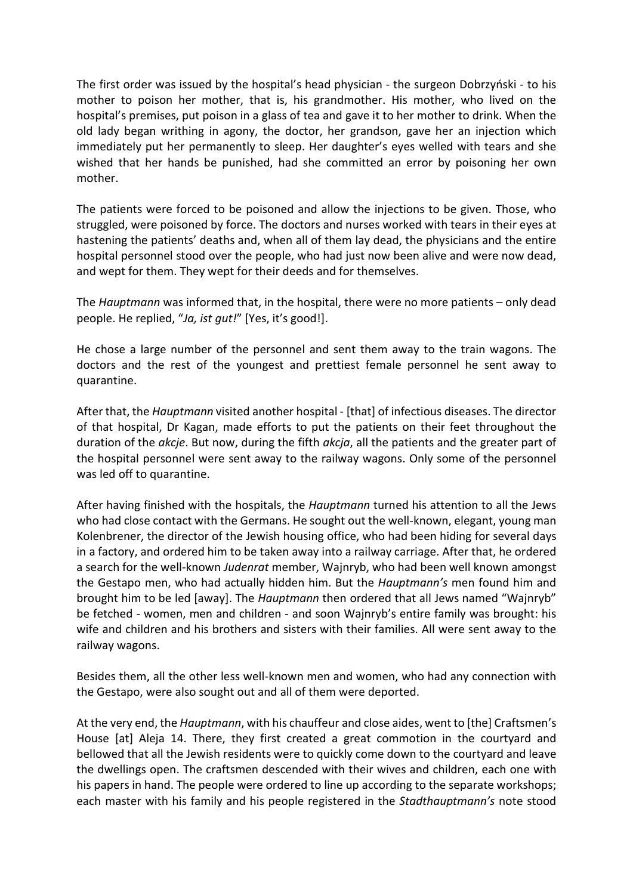The first order was issued by the hospital's head physician - the surgeon Dobrzyński - to his mother to poison her mother, that is, his grandmother. His mother, who lived on the hospital's premises, put poison in a glass of tea and gave it to her mother to drink. When the old lady began writhing in agony, the doctor, her grandson, gave her an injection which immediately put her permanently to sleep. Her daughter's eyes welled with tears and she wished that her hands be punished, had she committed an error by poisoning her own mother.

The patients were forced to be poisoned and allow the injections to be given. Those, who struggled, were poisoned by force. The doctors and nurses worked with tears in their eyes at hastening the patients' deaths and, when all of them lay dead, the physicians and the entire hospital personnel stood over the people, who had just now been alive and were now dead, and wept for them. They wept for their deeds and for themselves.

The *Hauptmann* was informed that, in the hospital, there were no more patients – only dead people. He replied, "*Ja, ist gut!*" [Yes, it's good!].

He chose a large number of the personnel and sent them away to the train wagons. The doctors and the rest of the youngest and prettiest female personnel he sent away to quarantine.

After that, the *Hauptmann* visited another hospital - [that] of infectious diseases. The director of that hospital, Dr Kagan, made efforts to put the patients on their feet throughout the duration of the *akcje*. But now, during the fifth *akcja*, all the patients and the greater part of the hospital personnel were sent away to the railway wagons. Only some of the personnel was led off to quarantine.

After having finished with the hospitals, the *Hauptmann* turned his attention to all the Jews who had close contact with the Germans. He sought out the well-known, elegant, young man Kolenbrener, the director of the Jewish housing office, who had been hiding for several days in a factory, and ordered him to be taken away into a railway carriage. After that, he ordered a search for the well-known *Judenrat* member, Wajnryb, who had been well known amongst the Gestapo men, who had actually hidden him. But the *Hauptmann's* men found him and brought him to be led [away]. The *Hauptmann* then ordered that all Jews named "Wajnryb" be fetched - women, men and children - and soon Wajnryb's entire family was brought: his wife and children and his brothers and sisters with their families. All were sent away to the railway wagons.

Besides them, all the other less well-known men and women, who had any connection with the Gestapo, were also sought out and all of them were deported.

At the very end, the *Hauptmann*, with his chauffeur and close aides, went to [the] Craftsmen's House [at] Aleja 14. There, they first created a great commotion in the courtyard and bellowed that all the Jewish residents were to quickly come down to the courtyard and leave the dwellings open. The craftsmen descended with their wives and children, each one with his papers in hand. The people were ordered to line up according to the separate workshops; each master with his family and his people registered in the *Stadthauptmann's* note stood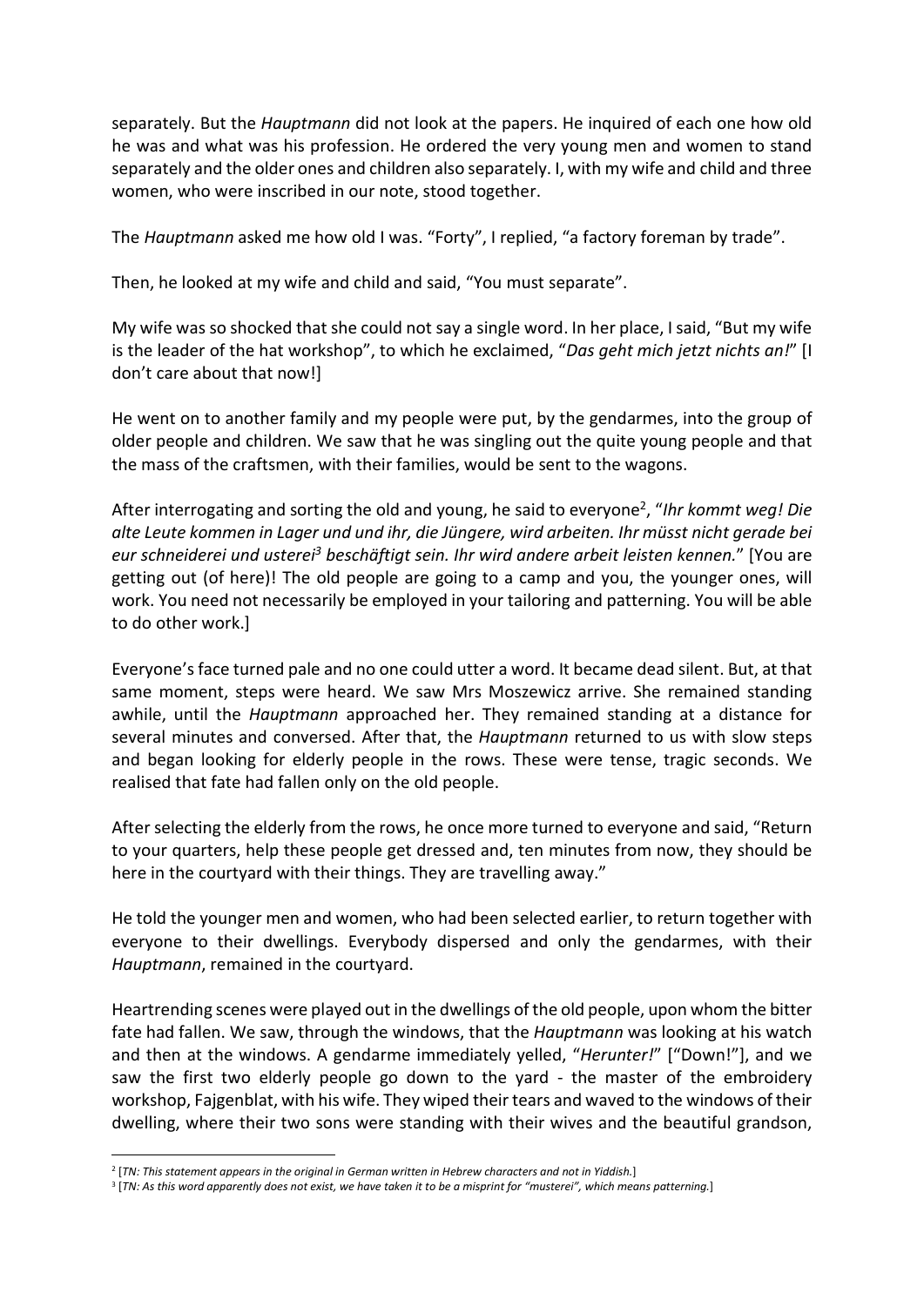separately. But the *Hauptmann* did not look at the papers. He inquired of each one how old he was and what was his profession. He ordered the very young men and women to stand separately and the older ones and children also separately. I, with my wife and child and three women, who were inscribed in our note, stood together.

The *Hauptmann* asked me how old I was. "Forty", I replied, "a factory foreman by trade".

Then, he looked at my wife and child and said, "You must separate".

My wife was so shocked that she could not say a single word. In her place, I said, "But my wife is the leader of the hat workshop", to which he exclaimed, "*Das geht mich jetzt nichts an!*" [I don't care about that now!]

He went on to another family and my people were put, by the gendarmes, into the group of older people and children. We saw that he was singling out the quite young people and that the mass of the craftsmen, with their families, would be sent to the wagons.

After interrogating and sorting the old and young, he said to everyone[2], "*Ihr kommt weg! Die alte Leute kommen in Lager und und ihr, die Jüngere, wird arbeiten. Ihr müsst nicht gerade bei eur schneiderei und usterei[3] beschäftigt sein. Ihr wird andere arbeit leisten kennen.*" [You are getting out (of here)! The old people are going to a camp and you, the younger ones, will work. You need not necessarily be employed in your tailoring and patterning. You will be able to do other work.]

Everyone's face turned pale and no one could utter a word. It became dead silent. But, at that same moment, steps were heard. We saw Mrs Moszewicz arrive. She remained standing awhile, until the *Hauptmann* approached her. They remained standing at a distance for several minutes and conversed. After that, the *Hauptmann* returned to us with slow steps and began looking for elderly people in the rows. These were tense, tragic seconds. We realised that fate had fallen only on the old people.

After selecting the elderly from the rows, he once more turned to everyone and said, "Return to your quarters, help these people get dressed and, ten minutes from now, they should be here in the courtyard with their things. They are travelling away."

He told the younger men and women, who had been selected earlier, to return together with everyone to their dwellings. Everybody dispersed and only the gendarmes, with their *Hauptmann*, remained in the courtyard.

Heartrending scenes were played out in the dwellings of the old people, upon whom the bitter fate had fallen. We saw, through the windows, that the *Hauptmann* was looking at his watch and then at the windows. A gendarme immediately yelled, "*Herunter!*" ["Down!"], and we saw the first two elderly people go down to the yard - the master of the embroidery workshop, Fajgenblat, with his wife. They wiped their tears and waved to the windows of their dwelling, where their two sons were standing with their wives and the beautiful grandson,

---

[2] [*TN: This statement appears in the original in German written in Hebrew characters and not in Yiddish.*]

[3] [*TN: As this word apparently does not exist, we have taken it to be a misprint for "musterei", which means patterning.*]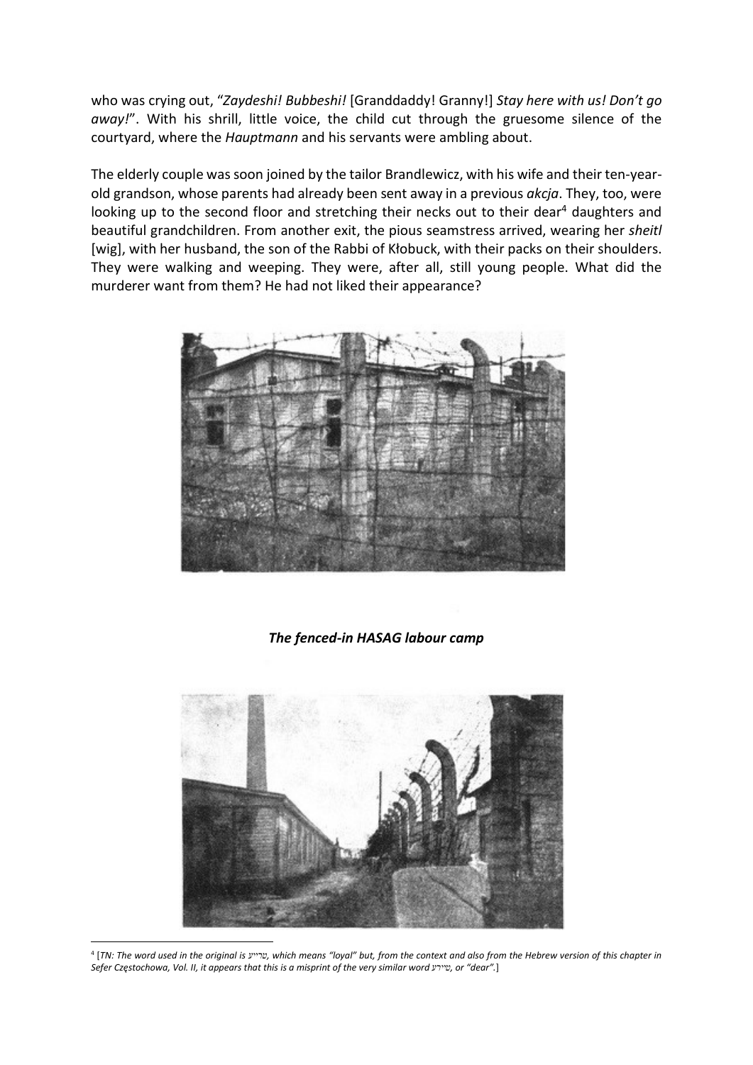who was crying out, "*Zaydeshi! Bubbeshi!* [Granddaddy! Granny!] *Stay here with us! Don't go away!*". With his shrill, little voice, the child cut through the gruesome silence of the courtyard, where the *Hauptmann* and his servants were ambling about.

The elderly couple was soon joined by the tailor Brandlewicz, with his wife and their ten-year-old grandson, whose parents had already been sent away in a previous *akcja*. They, too, were looking up to the second floor and stretching their necks out to their dear[4] daughters and beautiful grandchildren. From another exit, the pious seamstress arrived, wearing her *sheitl* [wig], with her husband, the son of the Rabbi of Kłobuck, with their packs on their shoulders. They were walking and weeping. They were, after all, still young people. What did the murderer want from them? He had not liked their appearance?

***The fenced-in HASAG labour camp***

[4] [*TN: The word used in the original is* טרייַע*, which means "loyal" but, from the context and also from the Hebrew version of this chapter in Sefer Częstochowa, Vol. II, it appears that this is a misprint of the very similar word* טײַערע*, or "dear".*]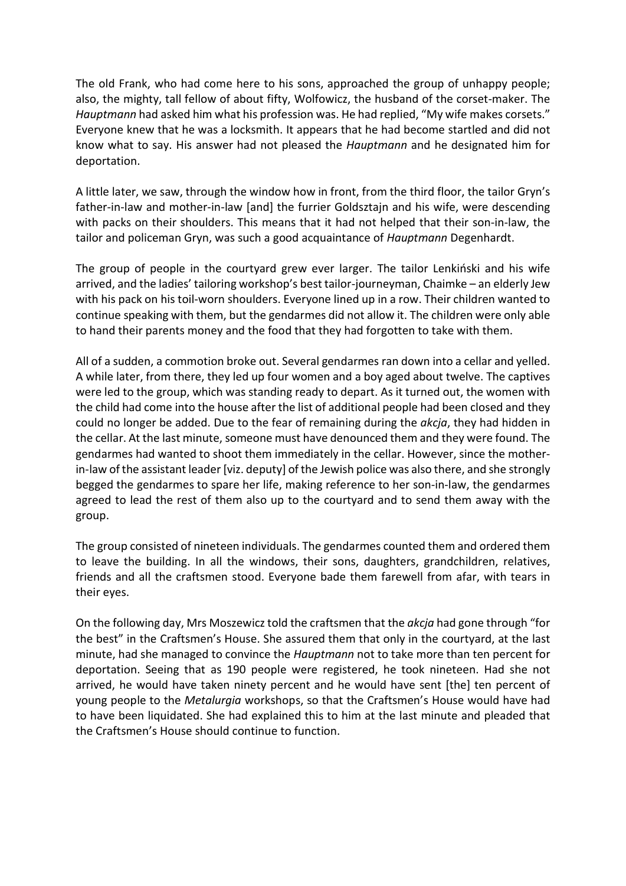The old Frank, who had come here to his sons, approached the group of unhappy people; also, the mighty, tall fellow of about fifty, Wolfowicz, the husband of the corset-maker. The *Hauptmann* had asked him what his profession was. He had replied, "My wife makes corsets." Everyone knew that he was a locksmith. It appears that he had become startled and did not know what to say. His answer had not pleased the *Hauptmann* and he designated him for deportation.

A little later, we saw, through the window how in front, from the third floor, the tailor Gryn's father-in-law and mother-in-law [and] the furrier Goldsztajn and his wife, were descending with packs on their shoulders. This means that it had not helped that their son-in-law, the tailor and policeman Gryn, was such a good acquaintance of *Hauptmann* Degenhardt.

The group of people in the courtyard grew ever larger. The tailor Lenkiński and his wife arrived, and the ladies' tailoring workshop's best tailor-journeyman, Chaimke – an elderly Jew with his pack on his toil-worn shoulders. Everyone lined up in a row. Their children wanted to continue speaking with them, but the gendarmes did not allow it. The children were only able to hand their parents money and the food that they had forgotten to take with them.

All of a sudden, a commotion broke out. Several gendarmes ran down into a cellar and yelled. A while later, from there, they led up four women and a boy aged about twelve. The captives were led to the group, which was standing ready to depart. As it turned out, the women with the child had come into the house after the list of additional people had been closed and they could no longer be added. Due to the fear of remaining during the *akcja*, they had hidden in the cellar. At the last minute, someone must have denounced them and they were found. The gendarmes had wanted to shoot them immediately in the cellar. However, since the mother-in-law of the assistant leader [viz. deputy] of the Jewish police was also there, and she strongly begged the gendarmes to spare her life, making reference to her son-in-law, the gendarmes agreed to lead the rest of them also up to the courtyard and to send them away with the group.

The group consisted of nineteen individuals. The gendarmes counted them and ordered them to leave the building. In all the windows, their sons, daughters, grandchildren, relatives, friends and all the craftsmen stood. Everyone bade them farewell from afar, with tears in their eyes.

On the following day, Mrs Moszewicz told the craftsmen that the *akcja* had gone through "for the best" in the Craftsmen's House. She assured them that only in the courtyard, at the last minute, had she managed to convince the *Hauptmann* not to take more than ten percent for deportation. Seeing that as 190 people were registered, he took nineteen. Had she not arrived, he would have taken ninety percent and he would have sent [the] ten percent of young people to the *Metalurgia* workshops, so that the Craftsmen's House would have had to have been liquidated. She had explained this to him at the last minute and pleaded that the Craftsmen's House should continue to function.